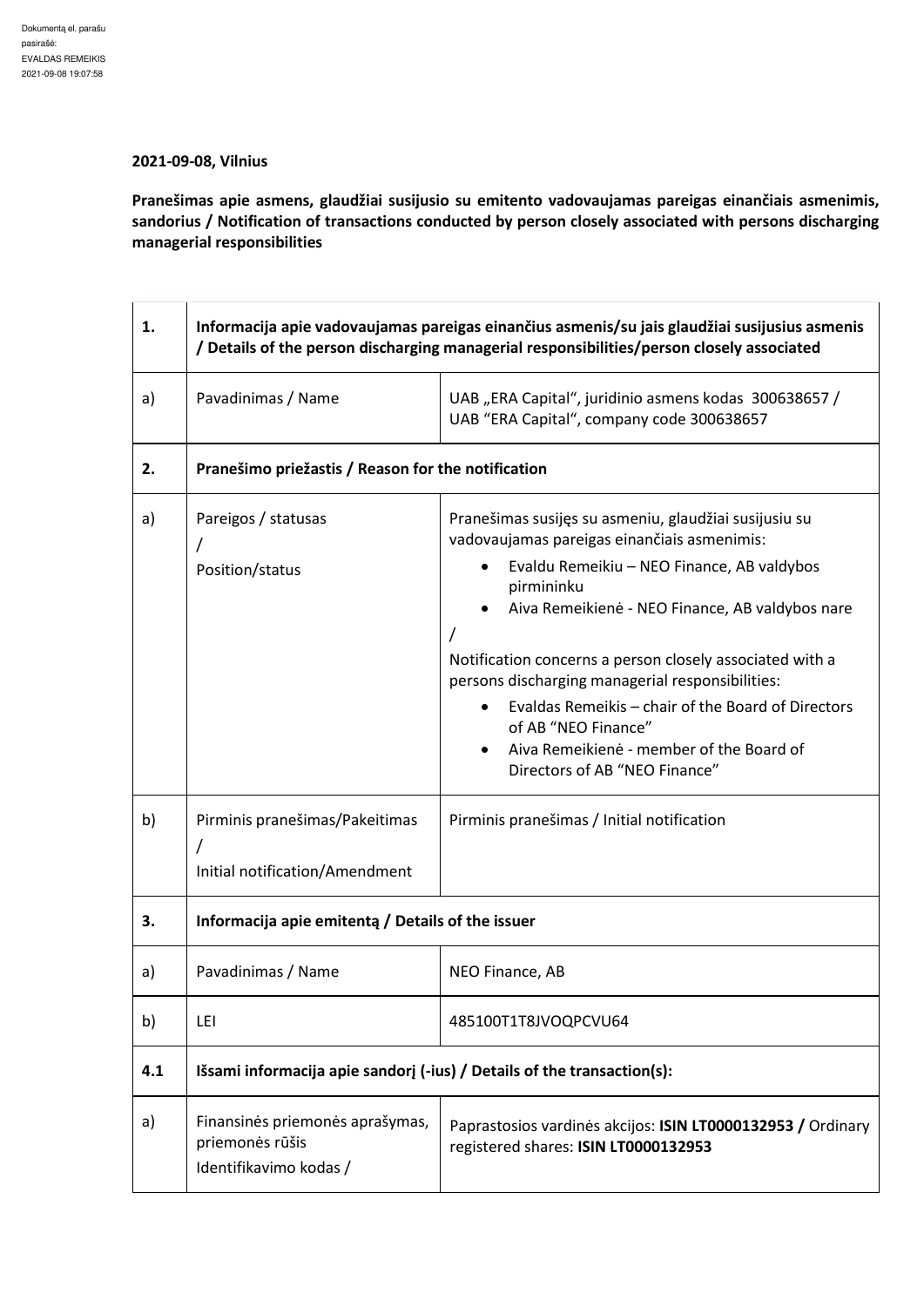Dokumentą el. parašu pasirašė: EVALDAS REMEIKIS 2021-09-08 19:07:58

**2021-09-08, Vilnius**

**Pranešimas apie asmens, glaudžiai susijusio su emitento vadovaujamas pareigas einančiais asmenimis, sandorius / Notification of transactions conducted by person closely associated with persons discharging managerial responsibilities**

| **1.** | **Informacija apie vadovaujamas pareigas einančius asmenis/su jais glaudžiai susijusius asmenis / Details of the person discharging managerial responsibilities/person closely associated** | |
|---|---|---|
| a) | Pavadinimas / Name | UAB „ERA Capital", juridinio asmens kodas 300638657 / UAB "ERA Capital", company code 300638657 |
| **2.** | **Pranešimo priežastis / Reason for the notification** | |
| a) | Pareigos / statusas / Position/status | Pranešimas susijęs su asmeniu, glaudžiai susijusiu su vadovaujamas pareigas einančiais asmenimis: <br>• Evaldu Remeikiu – NEO Finance, AB valdybos pirmininku <br>• Aiva Remeikienė - NEO Finance, AB valdybos nare <br>/ <br>Notification concerns a person closely associated with a persons discharging managerial responsibilities: <br>• Evaldas Remeikis – chair of the Board of Directors of AB "NEO Finance" <br>• Aiva Remeikienė - member of the Board of Directors of AB "NEO Finance" |
| b) | Pirminis pranešimas/Pakeitimas / Initial notification/Amendment | Pirminis pranešimas / Initial notification |
| **3.** | **Informacija apie emitentą / Details of the issuer** | |
| a) | Pavadinimas / Name | NEO Finance, AB |
| b) | LEI | 485100T1T8JVOQPCVU64 |
| **4.1** | **Išsami informacija apie sandorį (-ius) / Details of the transaction(s):** | |
| a) | Finansinės priemonės aprašymas, priemonės rūšis Identifikavimo kodas / | Paprastosios vardinės akcijos: **ISIN LT0000132953 /** Ordinary registered shares: **ISIN LT0000132953** |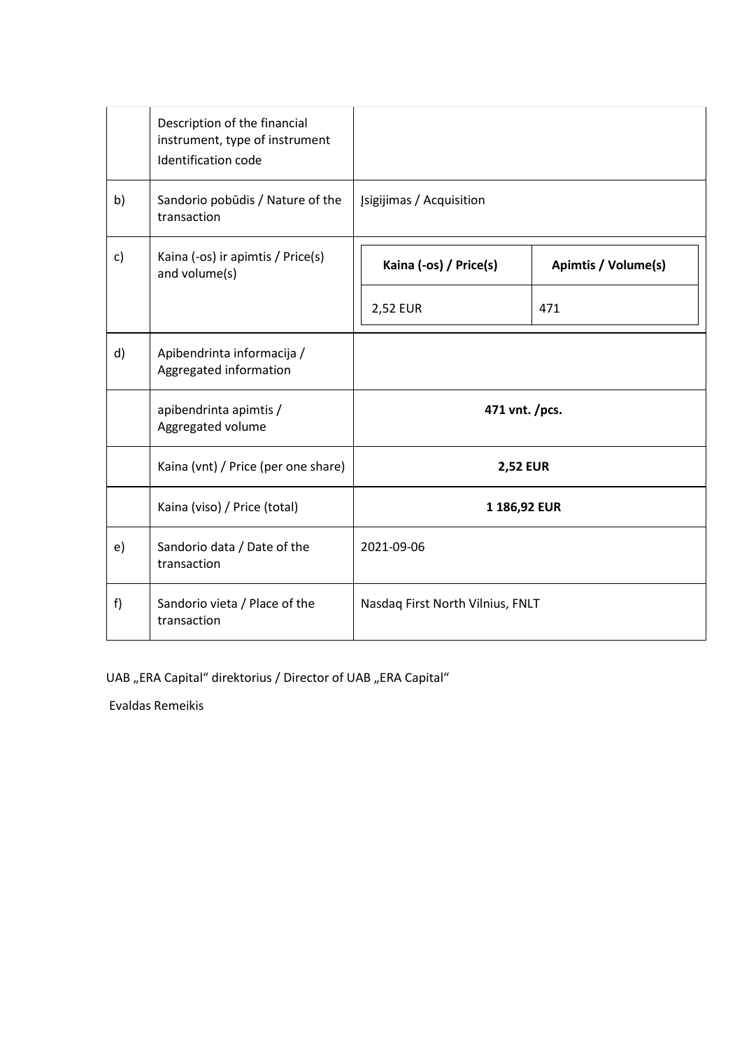| | | |
|---|---|---|
| | Description of the financial instrument, type of instrument Identification code | |
| b) | Sandorio pobūdis / Nature of the transaction | Įsigijimas / Acquisition |
| c) | Kaina (-os) ir apimtis / Price(s) and volume(s) | **Kaina (-os) / Price(s)**: 2,52 EUR; **Apimtis / Volume(s)**: 471 |
| d) | Apibendrinta informacija / Aggregated information | |
| | apibendrinta apimtis / Aggregated volume | **471 vnt. /pcs.** |
| | Kaina (vnt) / Price (per one share) | **2,52 EUR** |
| | Kaina (viso) / Price (total) | **1 186,92 EUR** |
| e) | Sandorio data / Date of the transaction | 2021-09-06 |
| f) | Sandorio vieta / Place of the transaction | Nasdaq First North Vilnius, FNLT |

UAB „ERA Capital“ direktorius / Director of UAB „ERA Capital“

Evaldas Remeikis